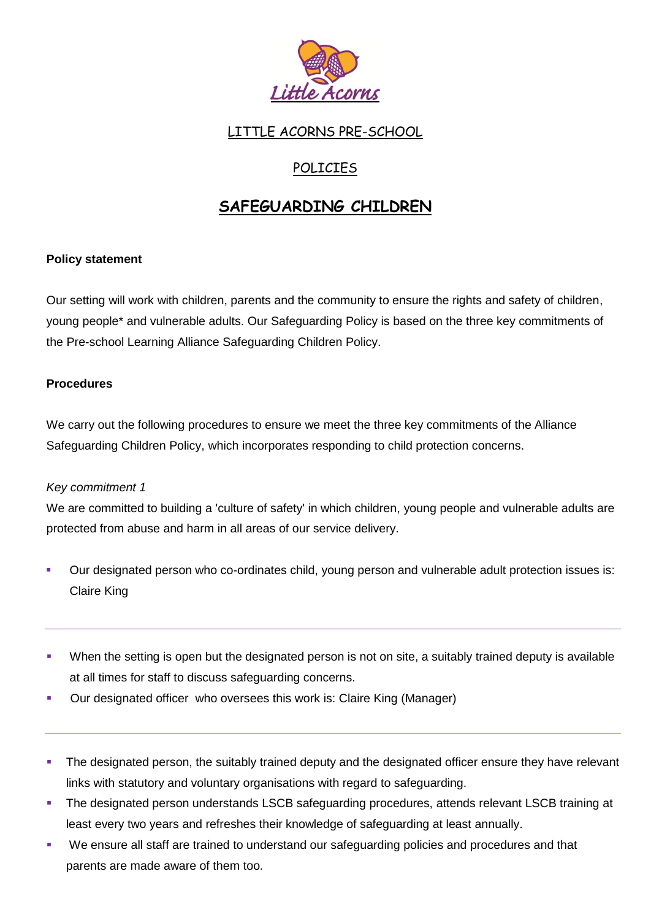LITTLE ACORNS PRE-SCHOOL

POLICIES

# SAFEGUARDING CHILDREN

**Policy statement**

Our setting will work with children, parents and the community to ensure the rights and safety of children, young people* and vulnerable adults. Our Safeguarding Policy is based on the three key commitments of the Pre-school Learning Alliance Safeguarding Children Policy.

**Procedures**

We carry out the following procedures to ensure we meet the three key commitments of the Alliance Safeguarding Children Policy, which incorporates responding to child protection concerns.

*Key commitment 1*

We are committed to building a 'culture of safety' in which children, young people and vulnerable adults are protected from abuse and harm in all areas of our service delivery.

- Our designated person who co-ordinates child, young person and vulnerable adult protection issues is: Claire King

---

- When the setting is open but the designated person is not on site, a suitably trained deputy is available at all times for staff to discuss safeguarding concerns.
- Our designated officer who oversees this work is: Claire King (Manager)

---

- The designated person, the suitably trained deputy and the designated officer ensure they have relevant links with statutory and voluntary organisations with regard to safeguarding.
- The designated person understands LSCB safeguarding procedures, attends relevant LSCB training at least every two years and refreshes their knowledge of safeguarding at least annually.
- We ensure all staff are trained to understand our safeguarding policies and procedures and that parents are made aware of them too.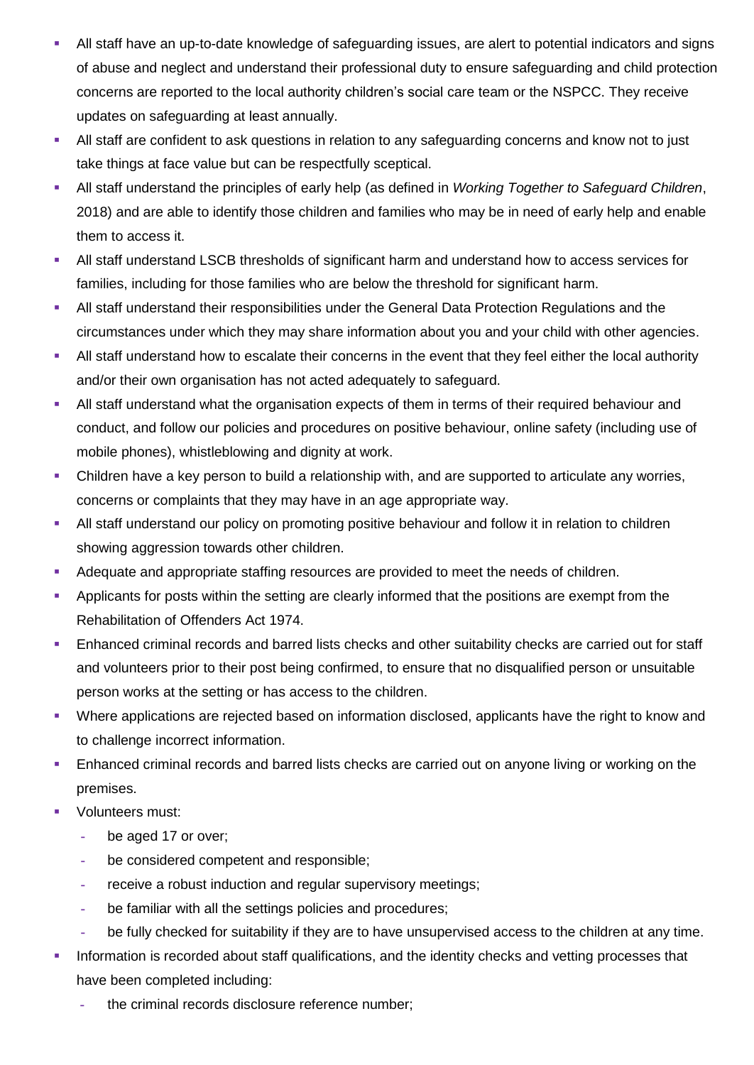- All staff have an up-to-date knowledge of safeguarding issues, are alert to potential indicators and signs of abuse and neglect and understand their professional duty to ensure safeguarding and child protection concerns are reported to the local authority children's social care team or the NSPCC. They receive updates on safeguarding at least annually.
- All staff are confident to ask questions in relation to any safeguarding concerns and know not to just take things at face value but can be respectfully sceptical.
- All staff understand the principles of early help (as defined in *Working Together to Safeguard Children*, 2018) and are able to identify those children and families who may be in need of early help and enable them to access it.
- All staff understand LSCB thresholds of significant harm and understand how to access services for families, including for those families who are below the threshold for significant harm.
- All staff understand their responsibilities under the General Data Protection Regulations and the circumstances under which they may share information about you and your child with other agencies.
- All staff understand how to escalate their concerns in the event that they feel either the local authority and/or their own organisation has not acted adequately to safeguard.
- All staff understand what the organisation expects of them in terms of their required behaviour and conduct, and follow our policies and procedures on positive behaviour, online safety (including use of mobile phones), whistleblowing and dignity at work.
- Children have a key person to build a relationship with, and are supported to articulate any worries, concerns or complaints that they may have in an age appropriate way.
- All staff understand our policy on promoting positive behaviour and follow it in relation to children showing aggression towards other children.
- Adequate and appropriate staffing resources are provided to meet the needs of children.
- Applicants for posts within the setting are clearly informed that the positions are exempt from the Rehabilitation of Offenders Act 1974.
- Enhanced criminal records and barred lists checks and other suitability checks are carried out for staff and volunteers prior to their post being confirmed, to ensure that no disqualified person or unsuitable person works at the setting or has access to the children.
- Where applications are rejected based on information disclosed, applicants have the right to know and to challenge incorrect information.
- Enhanced criminal records and barred lists checks are carried out on anyone living or working on the premises.
- Volunteers must:
  - be aged 17 or over;
  - be considered competent and responsible;
  - receive a robust induction and regular supervisory meetings;
  - be familiar with all the settings policies and procedures;
  - be fully checked for suitability if they are to have unsupervised access to the children at any time.
- Information is recorded about staff qualifications, and the identity checks and vetting processes that have been completed including:
  - the criminal records disclosure reference number;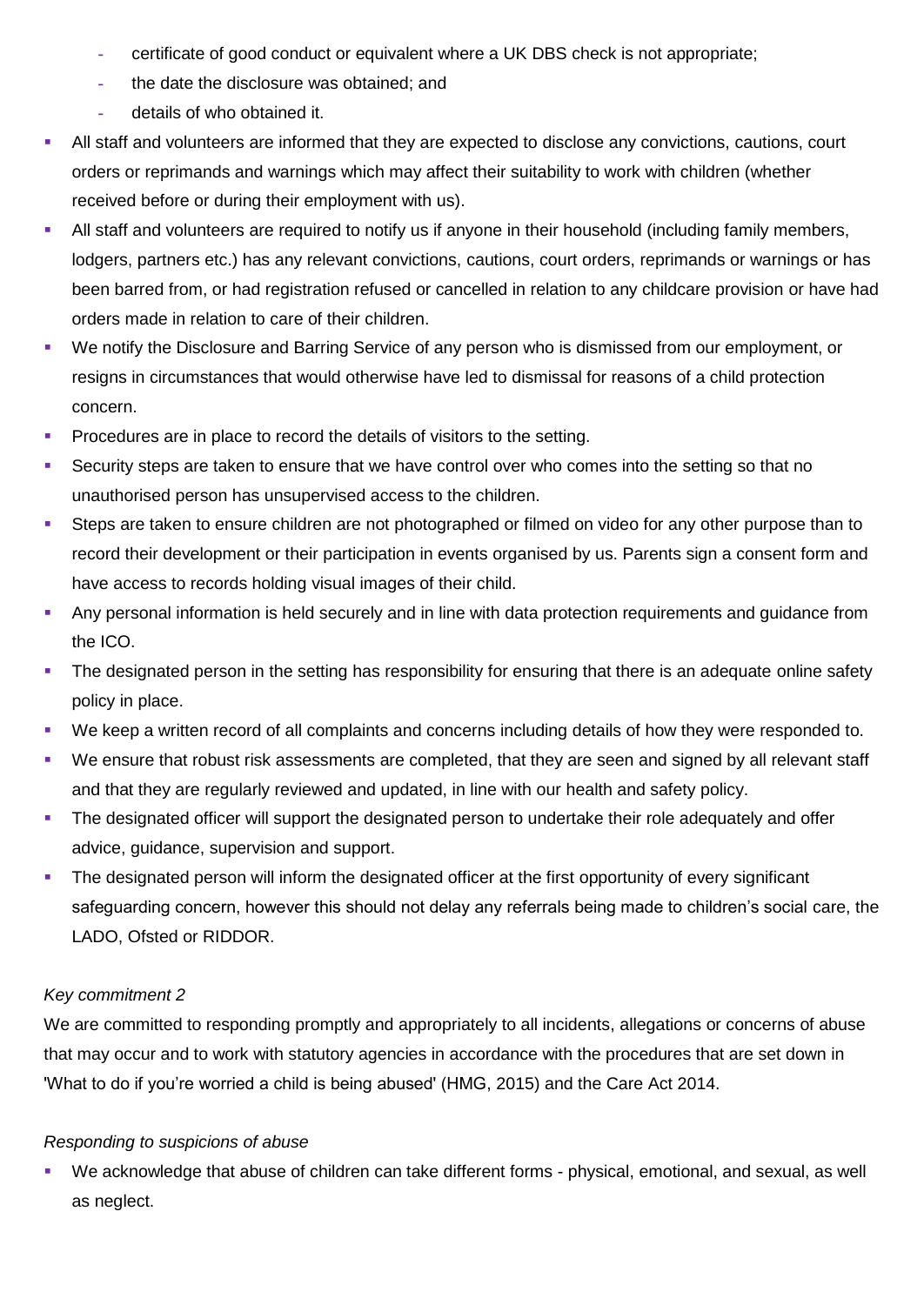- certificate of good conduct or equivalent where a UK DBS check is not appropriate;
  - the date the disclosure was obtained; and
  - details of who obtained it.
- All staff and volunteers are informed that they are expected to disclose any convictions, cautions, court orders or reprimands and warnings which may affect their suitability to work with children (whether received before or during their employment with us).
- All staff and volunteers are required to notify us if anyone in their household (including family members, lodgers, partners etc.) has any relevant convictions, cautions, court orders, reprimands or warnings or has been barred from, or had registration refused or cancelled in relation to any childcare provision or have had orders made in relation to care of their children.
- We notify the Disclosure and Barring Service of any person who is dismissed from our employment, or resigns in circumstances that would otherwise have led to dismissal for reasons of a child protection concern.
- Procedures are in place to record the details of visitors to the setting.
- Security steps are taken to ensure that we have control over who comes into the setting so that no unauthorised person has unsupervised access to the children.
- Steps are taken to ensure children are not photographed or filmed on video for any other purpose than to record their development or their participation in events organised by us. Parents sign a consent form and have access to records holding visual images of their child.
- Any personal information is held securely and in line with data protection requirements and guidance from the ICO.
- The designated person in the setting has responsibility for ensuring that there is an adequate online safety policy in place.
- We keep a written record of all complaints and concerns including details of how they were responded to.
- We ensure that robust risk assessments are completed, that they are seen and signed by all relevant staff and that they are regularly reviewed and updated, in line with our health and safety policy.
- The designated officer will support the designated person to undertake their role adequately and offer advice, guidance, supervision and support.
- The designated person will inform the designated officer at the first opportunity of every significant safeguarding concern, however this should not delay any referrals being made to children's social care, the LADO, Ofsted or RIDDOR.

*Key commitment 2*

We are committed to responding promptly and appropriately to all incidents, allegations or concerns of abuse that may occur and to work with statutory agencies in accordance with the procedures that are set down in 'What to do if you're worried a child is being abused' (HMG, 2015) and the Care Act 2014.

*Responding to suspicions of abuse*

- We acknowledge that abuse of children can take different forms - physical, emotional, and sexual, as well as neglect.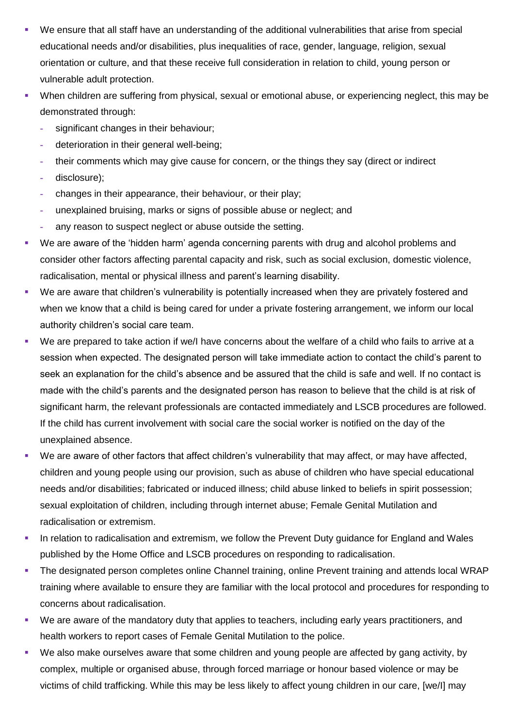- We ensure that all staff have an understanding of the additional vulnerabilities that arise from special educational needs and/or disabilities, plus inequalities of race, gender, language, religion, sexual orientation or culture, and that these receive full consideration in relation to child, young person or vulnerable adult protection.
- When children are suffering from physical, sexual or emotional abuse, or experiencing neglect, this may be demonstrated through:
  - significant changes in their behaviour;
  - deterioration in their general well-being;
  - their comments which may give cause for concern, or the things they say (direct or indirect
  - disclosure);
  - changes in their appearance, their behaviour, or their play;
  - unexplained bruising, marks or signs of possible abuse or neglect; and
  - any reason to suspect neglect or abuse outside the setting.
- We are aware of the 'hidden harm' agenda concerning parents with drug and alcohol problems and consider other factors affecting parental capacity and risk, such as social exclusion, domestic violence, radicalisation, mental or physical illness and parent's learning disability.
- We are aware that children's vulnerability is potentially increased when they are privately fostered and when we know that a child is being cared for under a private fostering arrangement, we inform our local authority children's social care team.
- We are prepared to take action if we/I have concerns about the welfare of a child who fails to arrive at a session when expected. The designated person will take immediate action to contact the child's parent to seek an explanation for the child's absence and be assured that the child is safe and well. If no contact is made with the child's parents and the designated person has reason to believe that the child is at risk of significant harm, the relevant professionals are contacted immediately and LSCB procedures are followed. If the child has current involvement with social care the social worker is notified on the day of the unexplained absence.
- We are aware of other factors that affect children's vulnerability that may affect, or may have affected, children and young people using our provision, such as abuse of children who have special educational needs and/or disabilities; fabricated or induced illness; child abuse linked to beliefs in spirit possession; sexual exploitation of children, including through internet abuse; Female Genital Mutilation and radicalisation or extremism.
- In relation to radicalisation and extremism, we follow the Prevent Duty guidance for England and Wales published by the Home Office and LSCB procedures on responding to radicalisation.
- The designated person completes online Channel training, online Prevent training and attends local WRAP training where available to ensure they are familiar with the local protocol and procedures for responding to concerns about radicalisation.
- We are aware of the mandatory duty that applies to teachers, including early years practitioners, and health workers to report cases of Female Genital Mutilation to the police.
- We also make ourselves aware that some children and young people are affected by gang activity, by complex, multiple or organised abuse, through forced marriage or honour based violence or may be victims of child trafficking. While this may be less likely to affect young children in our care, [we/I] may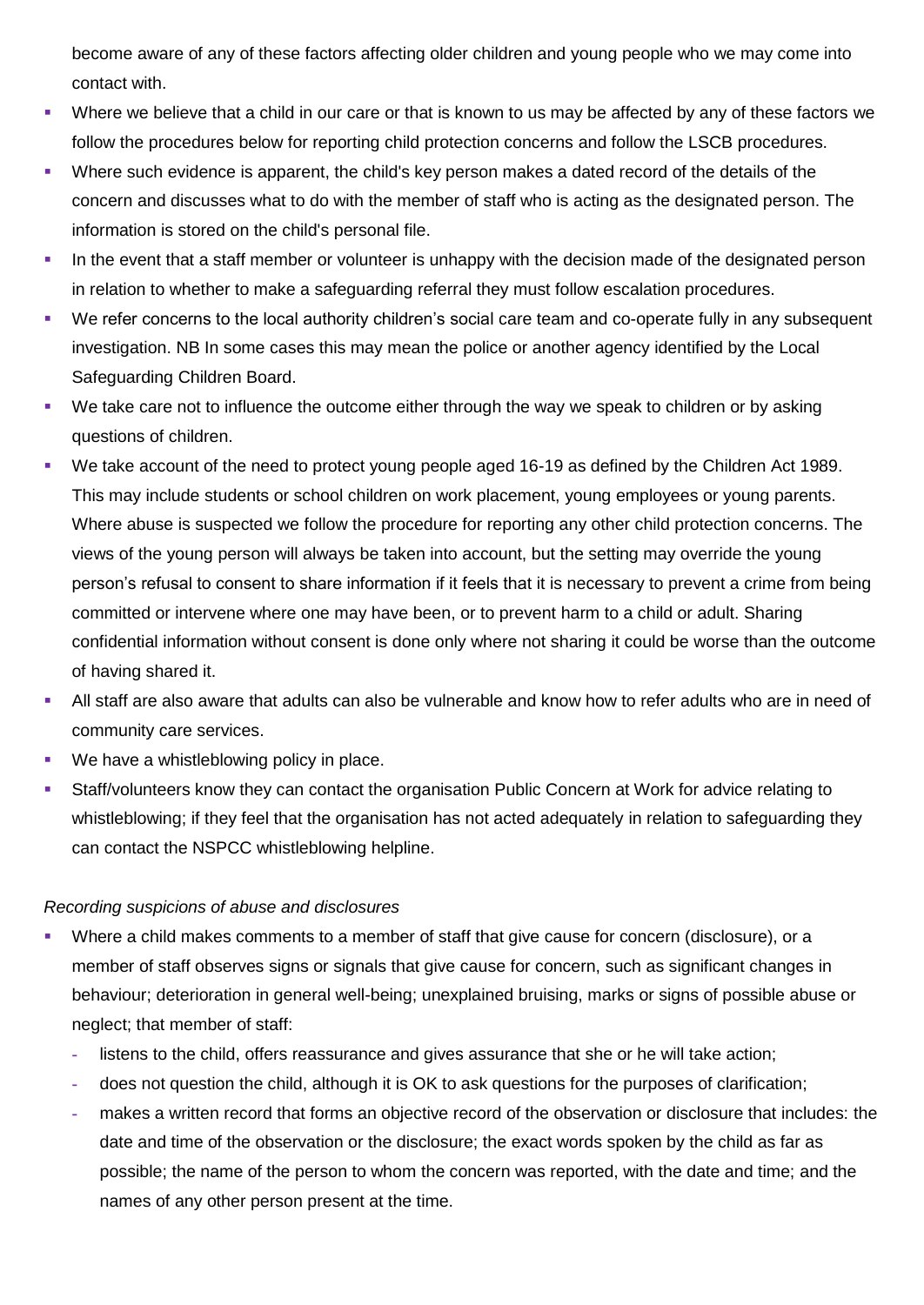become aware of any of these factors affecting older children and young people who we may come into contact with.

- Where we believe that a child in our care or that is known to us may be affected by any of these factors we follow the procedures below for reporting child protection concerns and follow the LSCB procedures.
- Where such evidence is apparent, the child's key person makes a dated record of the details of the concern and discusses what to do with the member of staff who is acting as the designated person. The information is stored on the child's personal file.
- In the event that a staff member or volunteer is unhappy with the decision made of the designated person in relation to whether to make a safeguarding referral they must follow escalation procedures.
- We refer concerns to the local authority children's social care team and co-operate fully in any subsequent investigation. NB In some cases this may mean the police or another agency identified by the Local Safeguarding Children Board.
- We take care not to influence the outcome either through the way we speak to children or by asking questions of children.
- We take account of the need to protect young people aged 16-19 as defined by the Children Act 1989. This may include students or school children on work placement, young employees or young parents. Where abuse is suspected we follow the procedure for reporting any other child protection concerns. The views of the young person will always be taken into account, but the setting may override the young person's refusal to consent to share information if it feels that it is necessary to prevent a crime from being committed or intervene where one may have been, or to prevent harm to a child or adult. Sharing confidential information without consent is done only where not sharing it could be worse than the outcome of having shared it.
- All staff are also aware that adults can also be vulnerable and know how to refer adults who are in need of community care services.
- We have a whistleblowing policy in place.
- Staff/volunteers know they can contact the organisation Public Concern at Work for advice relating to whistleblowing; if they feel that the organisation has not acted adequately in relation to safeguarding they can contact the NSPCC whistleblowing helpline.

*Recording suspicions of abuse and disclosures*

- Where a child makes comments to a member of staff that give cause for concern (disclosure), or a member of staff observes signs or signals that give cause for concern, such as significant changes in behaviour; deterioration in general well-being; unexplained bruising, marks or signs of possible abuse or neglect; that member of staff:
  - listens to the child, offers reassurance and gives assurance that she or he will take action;
  - does not question the child, although it is OK to ask questions for the purposes of clarification;
  - makes a written record that forms an objective record of the observation or disclosure that includes: the date and time of the observation or the disclosure; the exact words spoken by the child as far as possible; the name of the person to whom the concern was reported, with the date and time; and the names of any other person present at the time.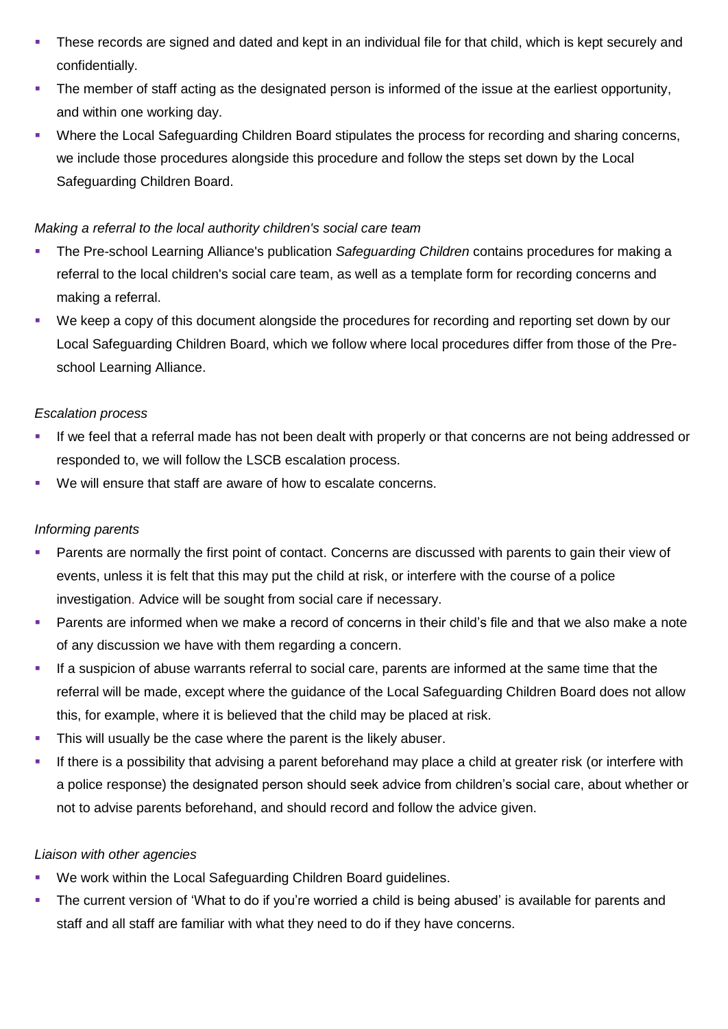- These records are signed and dated and kept in an individual file for that child, which is kept securely and confidentially.
- The member of staff acting as the designated person is informed of the issue at the earliest opportunity, and within one working day.
- Where the Local Safeguarding Children Board stipulates the process for recording and sharing concerns, we include those procedures alongside this procedure and follow the steps set down by the Local Safeguarding Children Board.

*Making a referral to the local authority children's social care team*

- The Pre-school Learning Alliance's publication *Safeguarding Children* contains procedures for making a referral to the local children's social care team, as well as a template form for recording concerns and making a referral.
- We keep a copy of this document alongside the procedures for recording and reporting set down by our Local Safeguarding Children Board, which we follow where local procedures differ from those of the Pre-school Learning Alliance.

*Escalation process*

- If we feel that a referral made has not been dealt with properly or that concerns are not being addressed or responded to, we will follow the LSCB escalation process.
- We will ensure that staff are aware of how to escalate concerns.

*Informing parents*

- Parents are normally the first point of contact. Concerns are discussed with parents to gain their view of events, unless it is felt that this may put the child at risk, or interfere with the course of a police investigation. Advice will be sought from social care if necessary.
- Parents are informed when we make a record of concerns in their child's file and that we also make a note of any discussion we have with them regarding a concern.
- If a suspicion of abuse warrants referral to social care, parents are informed at the same time that the referral will be made, except where the guidance of the Local Safeguarding Children Board does not allow this, for example, where it is believed that the child may be placed at risk.
- This will usually be the case where the parent is the likely abuser.
- If there is a possibility that advising a parent beforehand may place a child at greater risk (or interfere with a police response) the designated person should seek advice from children's social care, about whether or not to advise parents beforehand, and should record and follow the advice given.

*Liaison with other agencies*

- We work within the Local Safeguarding Children Board guidelines.
- The current version of 'What to do if you're worried a child is being abused' is available for parents and staff and all staff are familiar with what they need to do if they have concerns.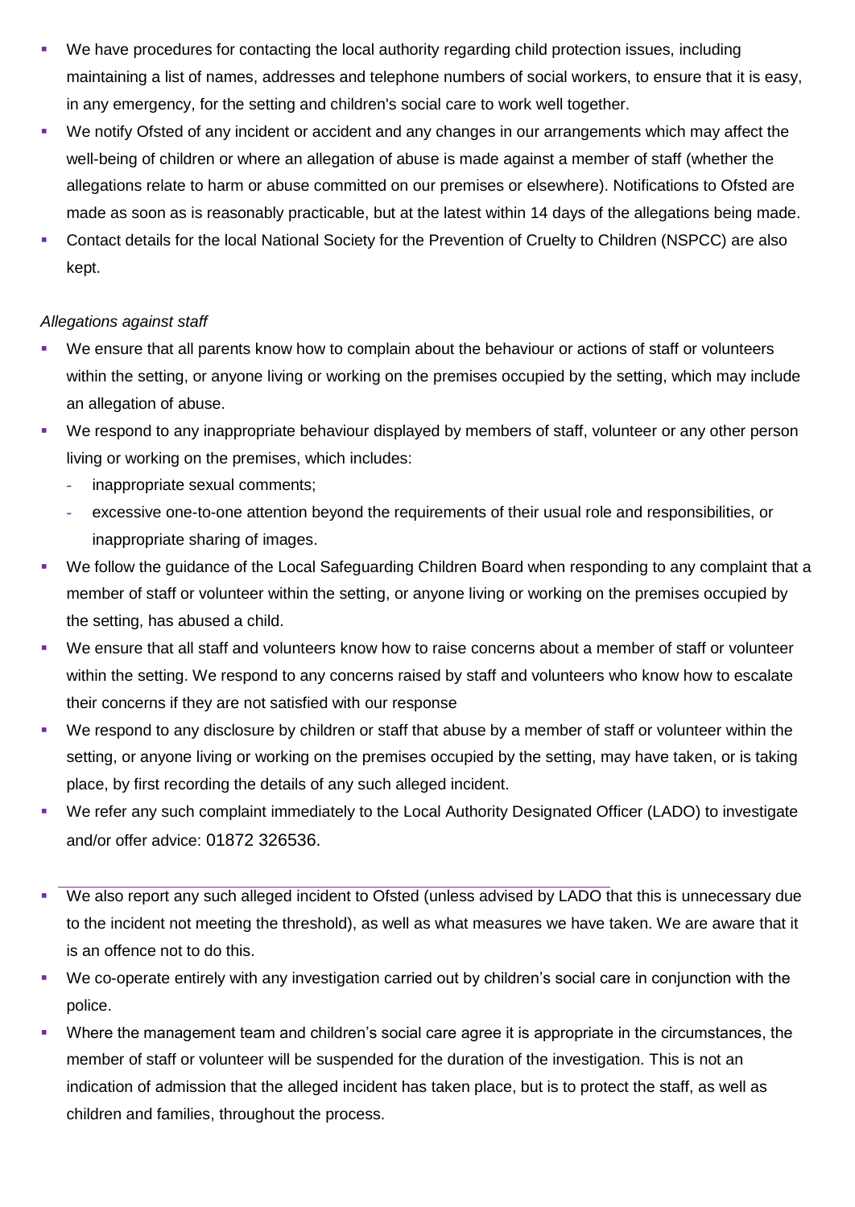- We have procedures for contacting the local authority regarding child protection issues, including maintaining a list of names, addresses and telephone numbers of social workers, to ensure that it is easy, in any emergency, for the setting and children's social care to work well together.
- We notify Ofsted of any incident or accident and any changes in our arrangements which may affect the well-being of children or where an allegation of abuse is made against a member of staff (whether the allegations relate to harm or abuse committed on our premises or elsewhere). Notifications to Ofsted are made as soon as is reasonably practicable, but at the latest within 14 days of the allegations being made.
- Contact details for the local National Society for the Prevention of Cruelty to Children (NSPCC) are also kept.

*Allegations against staff*

- We ensure that all parents know how to complain about the behaviour or actions of staff or volunteers within the setting, or anyone living or working on the premises occupied by the setting, which may include an allegation of abuse.
- We respond to any inappropriate behaviour displayed by members of staff, volunteer or any other person living or working on the premises, which includes:
  - inappropriate sexual comments;
  - excessive one-to-one attention beyond the requirements of their usual role and responsibilities, or inappropriate sharing of images.
- We follow the guidance of the Local Safeguarding Children Board when responding to any complaint that a member of staff or volunteer within the setting, or anyone living or working on the premises occupied by the setting, has abused a child.
- We ensure that all staff and volunteers know how to raise concerns about a member of staff or volunteer within the setting. We respond to any concerns raised by staff and volunteers who know how to escalate their concerns if they are not satisfied with our response
- We respond to any disclosure by children or staff that abuse by a member of staff or volunteer within the setting, or anyone living or working on the premises occupied by the setting, may have taken, or is taking place, by first recording the details of any such alleged incident.
- We refer any such complaint immediately to the Local Authority Designated Officer (LADO) to investigate and/or offer advice: 01872 326536.
- We also report any such alleged incident to Ofsted (unless advised by LADO that this is unnecessary due to the incident not meeting the threshold), as well as what measures we have taken. We are aware that it is an offence not to do this.
- We co-operate entirely with any investigation carried out by children's social care in conjunction with the police.
- Where the management team and children's social care agree it is appropriate in the circumstances, the member of staff or volunteer will be suspended for the duration of the investigation. This is not an indication of admission that the alleged incident has taken place, but is to protect the staff, as well as children and families, throughout the process.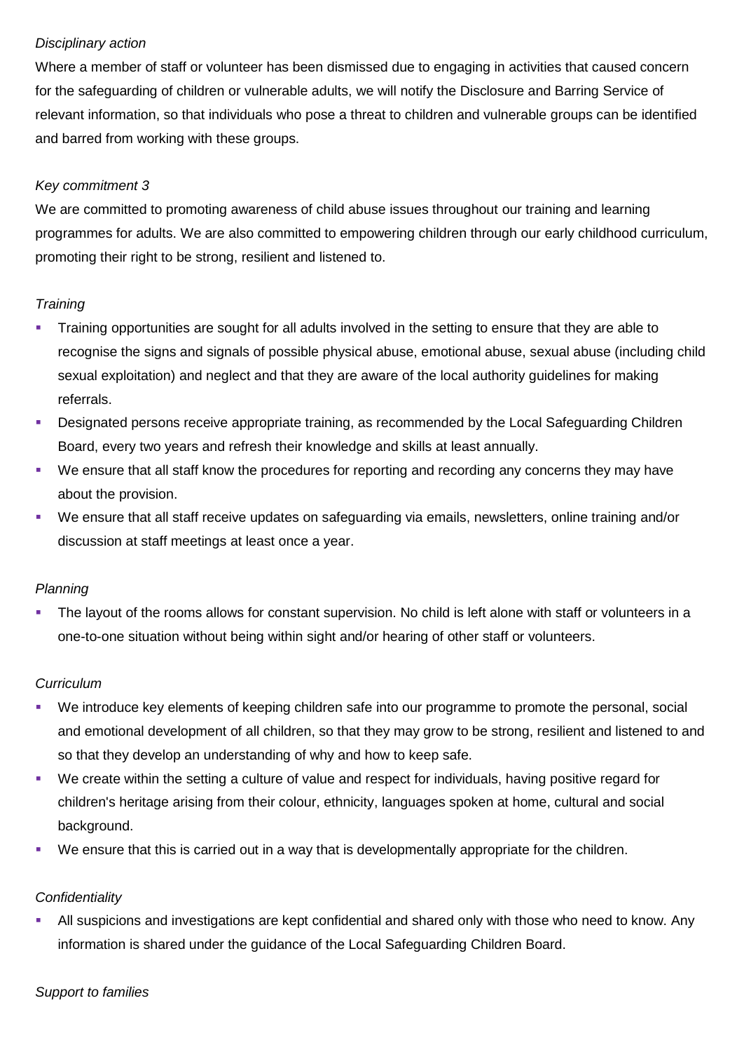*Disciplinary action*

Where a member of staff or volunteer has been dismissed due to engaging in activities that caused concern for the safeguarding of children or vulnerable adults, we will notify the Disclosure and Barring Service of relevant information, so that individuals who pose a threat to children and vulnerable groups can be identified and barred from working with these groups.

*Key commitment 3*

We are committed to promoting awareness of child abuse issues throughout our training and learning programmes for adults. We are also committed to empowering children through our early childhood curriculum, promoting their right to be strong, resilient and listened to.

*Training*

- Training opportunities are sought for all adults involved in the setting to ensure that they are able to recognise the signs and signals of possible physical abuse, emotional abuse, sexual abuse (including child sexual exploitation) and neglect and that they are aware of the local authority guidelines for making referrals.
- Designated persons receive appropriate training, as recommended by the Local Safeguarding Children Board, every two years and refresh their knowledge and skills at least annually.
- We ensure that all staff know the procedures for reporting and recording any concerns they may have about the provision.
- We ensure that all staff receive updates on safeguarding via emails, newsletters, online training and/or discussion at staff meetings at least once a year.

*Planning*

- The layout of the rooms allows for constant supervision. No child is left alone with staff or volunteers in a one-to-one situation without being within sight and/or hearing of other staff or volunteers.

*Curriculum*

- We introduce key elements of keeping children safe into our programme to promote the personal, social and emotional development of all children, so that they may grow to be strong, resilient and listened to and so that they develop an understanding of why and how to keep safe.
- We create within the setting a culture of value and respect for individuals, having positive regard for children's heritage arising from their colour, ethnicity, languages spoken at home, cultural and social background.
- We ensure that this is carried out in a way that is developmentally appropriate for the children.

*Confidentiality*

- All suspicions and investigations are kept confidential and shared only with those who need to know. Any information is shared under the guidance of the Local Safeguarding Children Board.

*Support to families*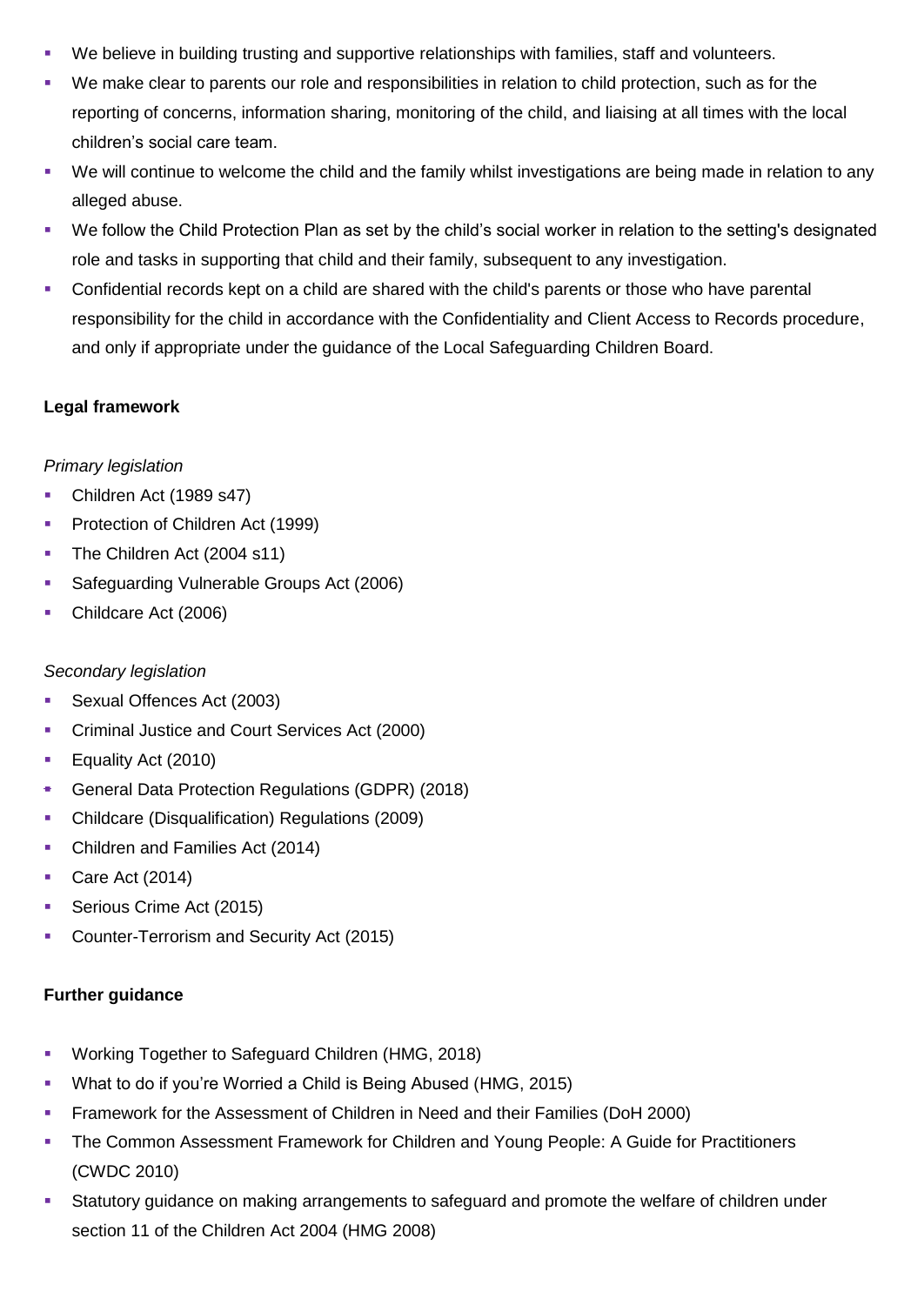- We believe in building trusting and supportive relationships with families, staff and volunteers.
- We make clear to parents our role and responsibilities in relation to child protection, such as for the reporting of concerns, information sharing, monitoring of the child, and liaising at all times with the local children's social care team.
- We will continue to welcome the child and the family whilst investigations are being made in relation to any alleged abuse.
- We follow the Child Protection Plan as set by the child's social worker in relation to the setting's designated role and tasks in supporting that child and their family, subsequent to any investigation.
- Confidential records kept on a child are shared with the child's parents or those who have parental responsibility for the child in accordance with the Confidentiality and Client Access to Records procedure, and only if appropriate under the guidance of the Local Safeguarding Children Board.

**Legal framework**

*Primary legislation*

- Children Act (1989 s47)
- Protection of Children Act (1999)
- The Children Act (2004 s11)
- Safeguarding Vulnerable Groups Act (2006)
- Childcare Act (2006)

*Secondary legislation*

- Sexual Offences Act (2003)
- Criminal Justice and Court Services Act (2000)
- Equality Act (2010)
- General Data Protection Regulations (GDPR) (2018)
- Childcare (Disqualification) Regulations (2009)
- Children and Families Act (2014)
- Care Act (2014)
- Serious Crime Act (2015)
- Counter-Terrorism and Security Act (2015)

**Further guidance**

- Working Together to Safeguard Children (HMG, 2018)
- What to do if you're Worried a Child is Being Abused (HMG, 2015)
- Framework for the Assessment of Children in Need and their Families (DoH 2000)
- The Common Assessment Framework for Children and Young People: A Guide for Practitioners (CWDC 2010)
- Statutory guidance on making arrangements to safeguard and promote the welfare of children under section 11 of the Children Act 2004 (HMG 2008)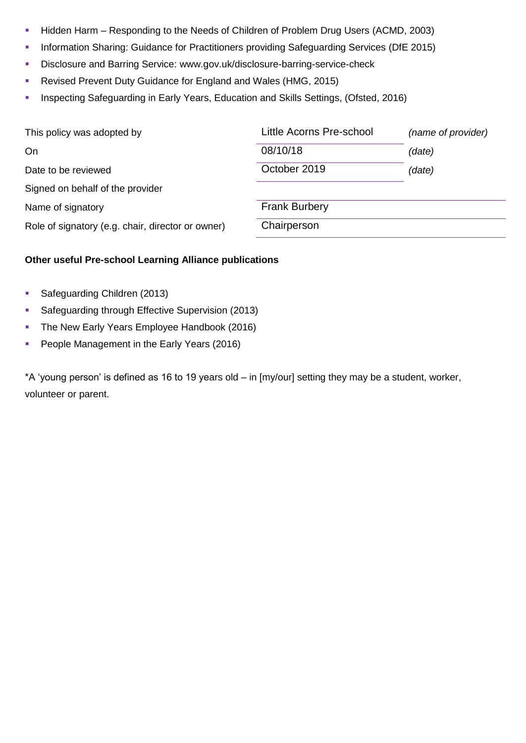- Hidden Harm – Responding to the Needs of Children of Problem Drug Users (ACMD, 2003)
- Information Sharing: Guidance for Practitioners providing Safeguarding Services (DfE 2015)
- Disclosure and Barring Service: www.gov.uk/disclosure-barring-service-check
- Revised Prevent Duty Guidance for England and Wales (HMG, 2015)
- Inspecting Safeguarding in Early Years, Education and Skills Settings, (Ofsted, 2016)

| | | |
|---|---|---|
| This policy was adopted by | Little Acorns Pre-school | *(name of provider)* |
| On | 08/10/18 | *(date)* |
| Date to be reviewed | October 2019 | *(date)* |
| Signed on behalf of the provider | | |
| Name of signatory | Frank Burbery | |
| Role of signatory (e.g. chair, director or owner) | Chairperson | |

**Other useful Pre-school Learning Alliance publications**

- Safeguarding Children (2013)
- Safeguarding through Effective Supervision (2013)
- The New Early Years Employee Handbook (2016)
- People Management in the Early Years (2016)

*A 'young person' is defined as 16 to 19 years old – in [my/our] setting they may be a student, worker, volunteer or parent.